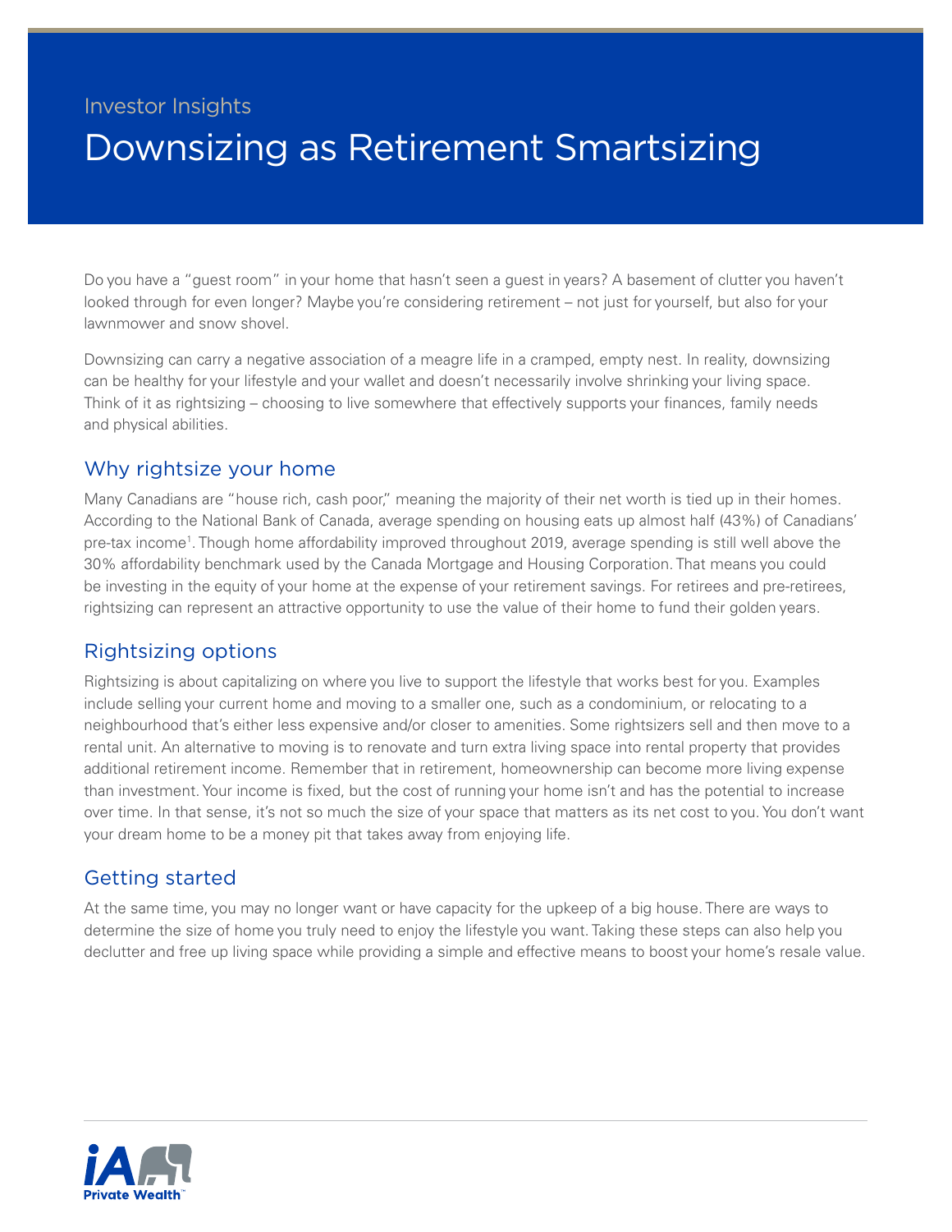Investor Insights

# Downsizing as Retirement Smartsizing

Do you have a "guest room" in your home that hasn't seen a guest in years? A basement of clutter you haven't looked through for even longer? Maybe you're considering retirement – not just for yourself, but also for your lawnmower and snow shovel.

Downsizing can carry a negative association of a meagre life in a cramped, empty nest. In reality, downsizing can be healthy for your lifestyle and your wallet and doesn't necessarily involve shrinking your living space. Think of it as rightsizing – choosing to live somewhere that effectively supports your finances, family needs and physical abilities.

## Why rightsize your home

Many Canadians are "house rich, cash poor," meaning the majority of their net worth is tied up in their homes. According to the National Bank of Canada, average spending on housing eats up almost half (43%) of Canadians' pre-tax income[1]. Though home affordability improved throughout 2019, average spending is still well above the 30% affordability benchmark used by the Canada Mortgage and Housing Corporation. That means you could be investing in the equity of your home at the expense of your retirement savings. For retirees and pre-retirees, rightsizing can represent an attractive opportunity to use the value of their home to fund their golden years.

## Rightsizing options

Rightsizing is about capitalizing on where you live to support the lifestyle that works best for you. Examples include selling your current home and moving to a smaller one, such as a condominium, or relocating to a neighbourhood that's either less expensive and/or closer to amenities. Some rightsizers sell and then move to a rental unit. An alternative to moving is to renovate and turn extra living space into rental property that provides additional retirement income. Remember that in retirement, homeownership can become more living expense than investment. Your income is fixed, but the cost of running your home isn't and has the potential to increase over time. In that sense, it's not so much the size of your space that matters as its net cost to you. You don't want your dream home to be a money pit that takes away from enjoying life.

## Getting started

At the same time, you may no longer want or have capacity for the upkeep of a big house. There are ways to determine the size of home you truly need to enjoy the lifestyle you want. Taking these steps can also help you declutter and free up living space while providing a simple and effective means to boost your home's resale value.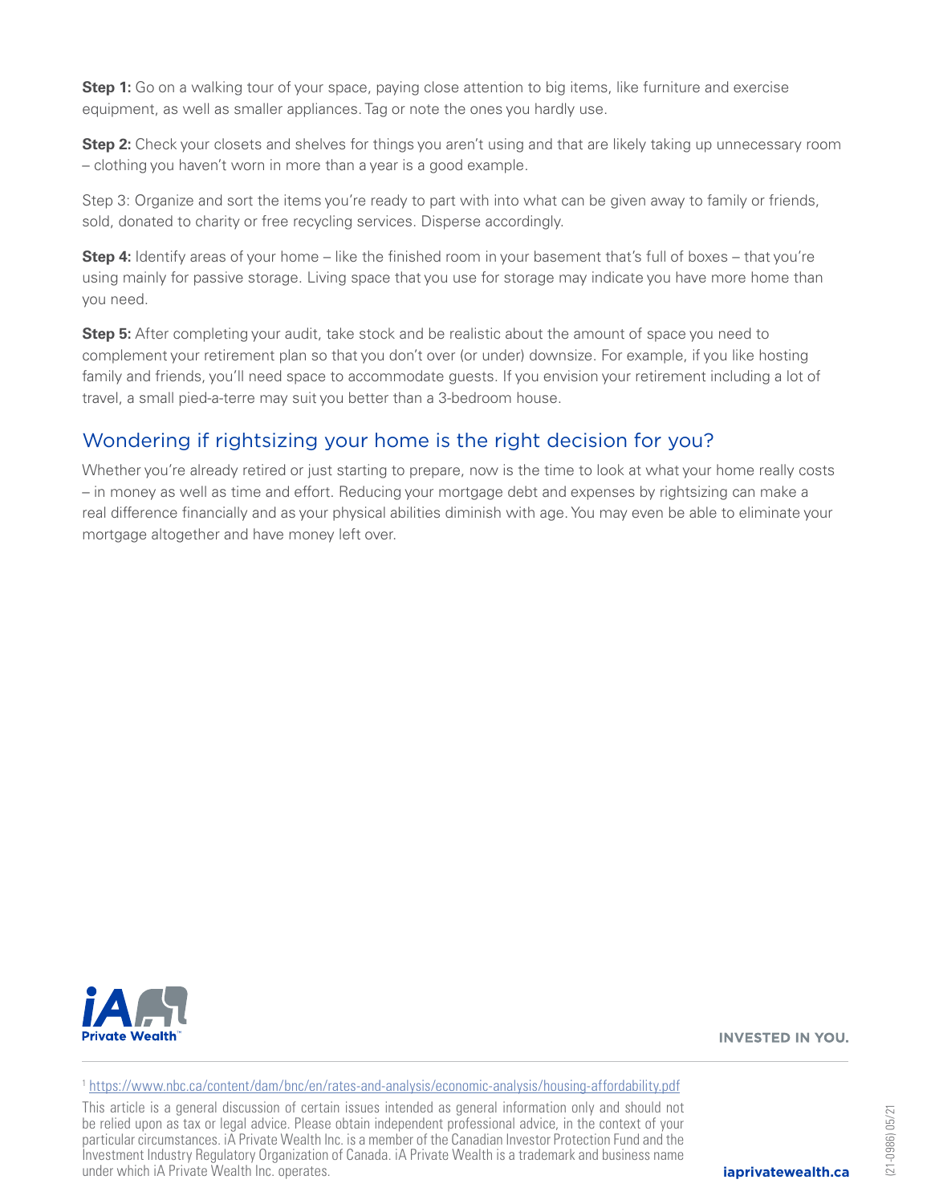**Step 1:** Go on a walking tour of your space, paying close attention to big items, like furniture and exercise equipment, as well as smaller appliances. Tag or note the ones you hardly use.

**Step 2:** Check your closets and shelves for things you aren't using and that are likely taking up unnecessary room – clothing you haven't worn in more than a year is a good example.

Step 3: Organize and sort the items you're ready to part with into what can be given away to family or friends, sold, donated to charity or free recycling services. Disperse accordingly.

**Step 4:** Identify areas of your home – like the finished room in your basement that's full of boxes – that you're using mainly for passive storage. Living space that you use for storage may indicate you have more home than you need.

**Step 5:** After completing your audit, take stock and be realistic about the amount of space you need to complement your retirement plan so that you don't over (or under) downsize. For example, if you like hosting family and friends, you'll need space to accommodate guests. If you envision your retirement including a lot of travel, a small pied-a-terre may suit you better than a 3-bedroom house.

## Wondering if rightsizing your home is the right decision for you?

Whether you're already retired or just starting to prepare, now is the time to look at what your home really costs – in money as well as time and effort. Reducing your mortgage debt and expenses by rightsizing can make a real difference financially and as your physical abilities diminish with age. You may even be able to eliminate your mortgage altogether and have money left over.

iA Private Wealth™

INVESTED IN YOU.

[1] https://www.nbc.ca/content/dam/bnc/en/rates-and-analysis/economic-analysis/housing-affordability.pdf

This article is a general discussion of certain issues intended as general information only and should not be relied upon as tax or legal advice. Please obtain independent professional advice, in the context of your particular circumstances. iA Private Wealth Inc. is a member of the Canadian Investor Protection Fund and the Investment Industry Regulatory Organization of Canada. iA Private Wealth is a trademark and business name under which iA Private Wealth Inc. operates.

iaprivatewealth.ca

(21-0986) 05/21